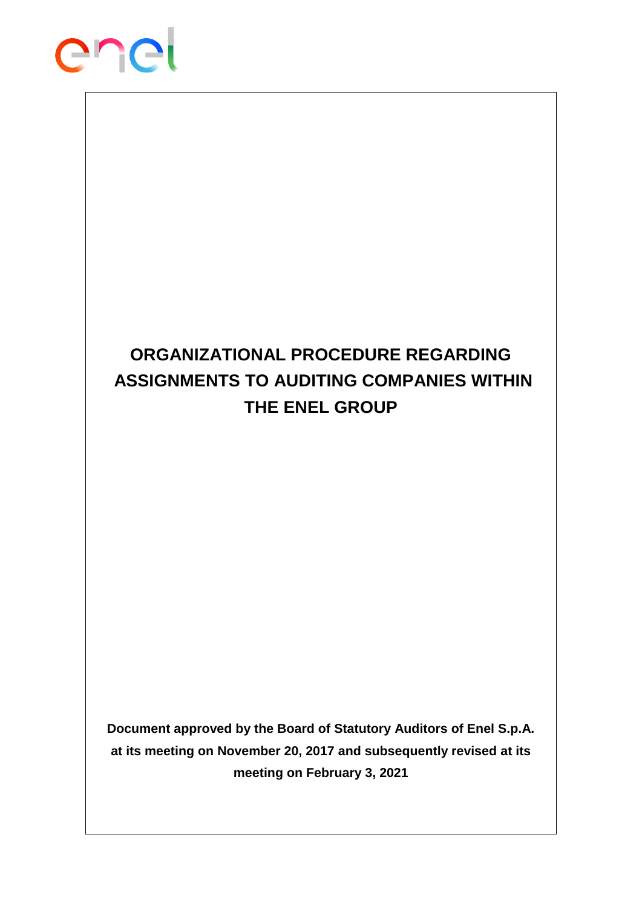# ORGANIZATIONAL PROCEDURE REGARDING ASSIGNMENTS TO AUDITING COMPANIES WITHIN THE ENEL GROUP

**Document approved by the Board of Statutory Auditors of Enel S.p.A. at its meeting on November 20, 2017 and subsequently revised at its meeting on February 3, 2021**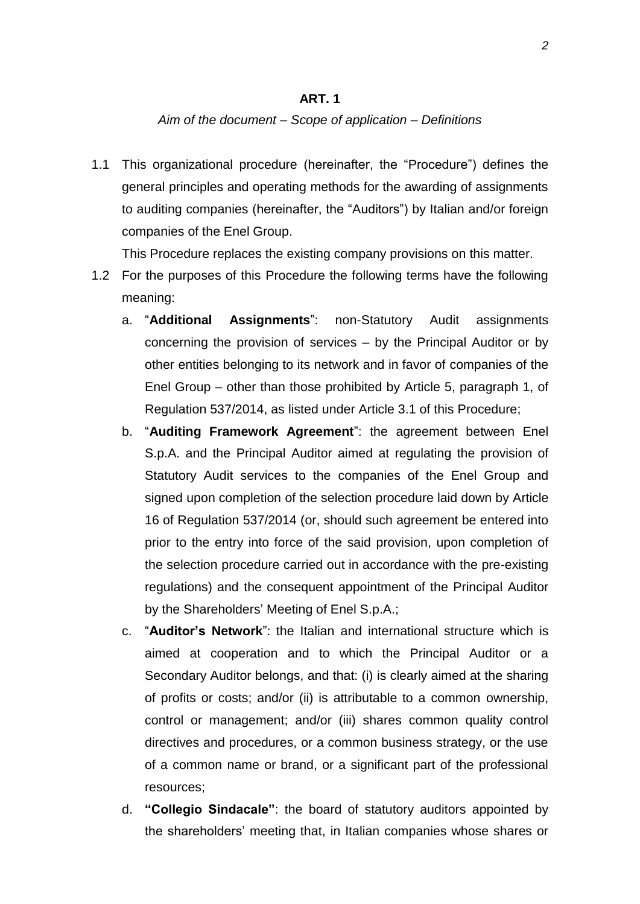**ART. 1**

*Aim of the document – Scope of application – Definitions*

1.1 This organizational procedure (hereinafter, the "Procedure") defines the general principles and operating methods for the awarding of assignments to auditing companies (hereinafter, the "Auditors") by Italian and/or foreign companies of the Enel Group.

This Procedure replaces the existing company provisions on this matter.

1.2 For the purposes of this Procedure the following terms have the following meaning:

a. "**Additional Assignments**": non-Statutory Audit assignments concerning the provision of services – by the Principal Auditor or by other entities belonging to its network and in favor of companies of the Enel Group – other than those prohibited by Article 5, paragraph 1, of Regulation 537/2014, as listed under Article 3.1 of this Procedure;

b. "**Auditing Framework Agreement**": the agreement between Enel S.p.A. and the Principal Auditor aimed at regulating the provision of Statutory Audit services to the companies of the Enel Group and signed upon completion of the selection procedure laid down by Article 16 of Regulation 537/2014 (or, should such agreement be entered into prior to the entry into force of the said provision, upon completion of the selection procedure carried out in accordance with the pre-existing regulations) and the consequent appointment of the Principal Auditor by the Shareholders' Meeting of Enel S.p.A.;

c. "**Auditor's Network**": the Italian and international structure which is aimed at cooperation and to which the Principal Auditor or a Secondary Auditor belongs, and that: (i) is clearly aimed at the sharing of profits or costs; and/or (ii) is attributable to a common ownership, control or management; and/or (iii) shares common quality control directives and procedures, or a common business strategy, or the use of a common name or brand, or a significant part of the professional resources;

d. **"Collegio Sindacale"**: the board of statutory auditors appointed by the shareholders' meeting that, in Italian companies whose shares or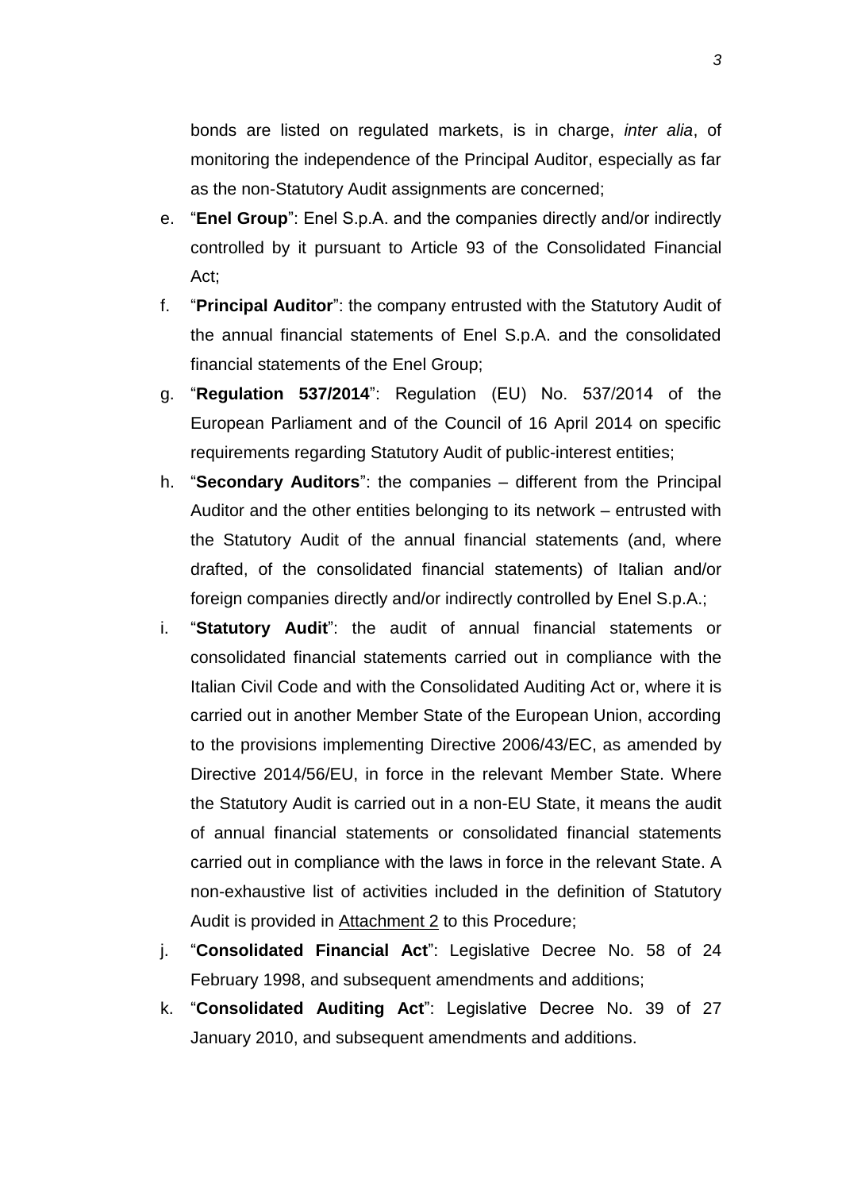bonds are listed on regulated markets, is in charge, *inter alia*, of monitoring the independence of the Principal Auditor, especially as far as the non-Statutory Audit assignments are concerned;

e. "**Enel Group**": Enel S.p.A. and the companies directly and/or indirectly controlled by it pursuant to Article 93 of the Consolidated Financial Act;

f. "**Principal Auditor**": the company entrusted with the Statutory Audit of the annual financial statements of Enel S.p.A. and the consolidated financial statements of the Enel Group;

g. "**Regulation 537/2014**": Regulation (EU) No. 537/2014 of the European Parliament and of the Council of 16 April 2014 on specific requirements regarding Statutory Audit of public-interest entities;

h. "**Secondary Auditors**": the companies – different from the Principal Auditor and the other entities belonging to its network – entrusted with the Statutory Audit of the annual financial statements (and, where drafted, of the consolidated financial statements) of Italian and/or foreign companies directly and/or indirectly controlled by Enel S.p.A.;

i. "**Statutory Audit**": the audit of annual financial statements or consolidated financial statements carried out in compliance with the Italian Civil Code and with the Consolidated Auditing Act or, where it is carried out in another Member State of the European Union, according to the provisions implementing Directive 2006/43/EC, as amended by Directive 2014/56/EU, in force in the relevant Member State. Where the Statutory Audit is carried out in a non-EU State, it means the audit of annual financial statements or consolidated financial statements carried out in compliance with the laws in force in the relevant State. A non-exhaustive list of activities included in the definition of Statutory Audit is provided in Attachment 2 to this Procedure;

j. "**Consolidated Financial Act**": Legislative Decree No. 58 of 24 February 1998, and subsequent amendments and additions;

k. "**Consolidated Auditing Act**": Legislative Decree No. 39 of 27 January 2010, and subsequent amendments and additions.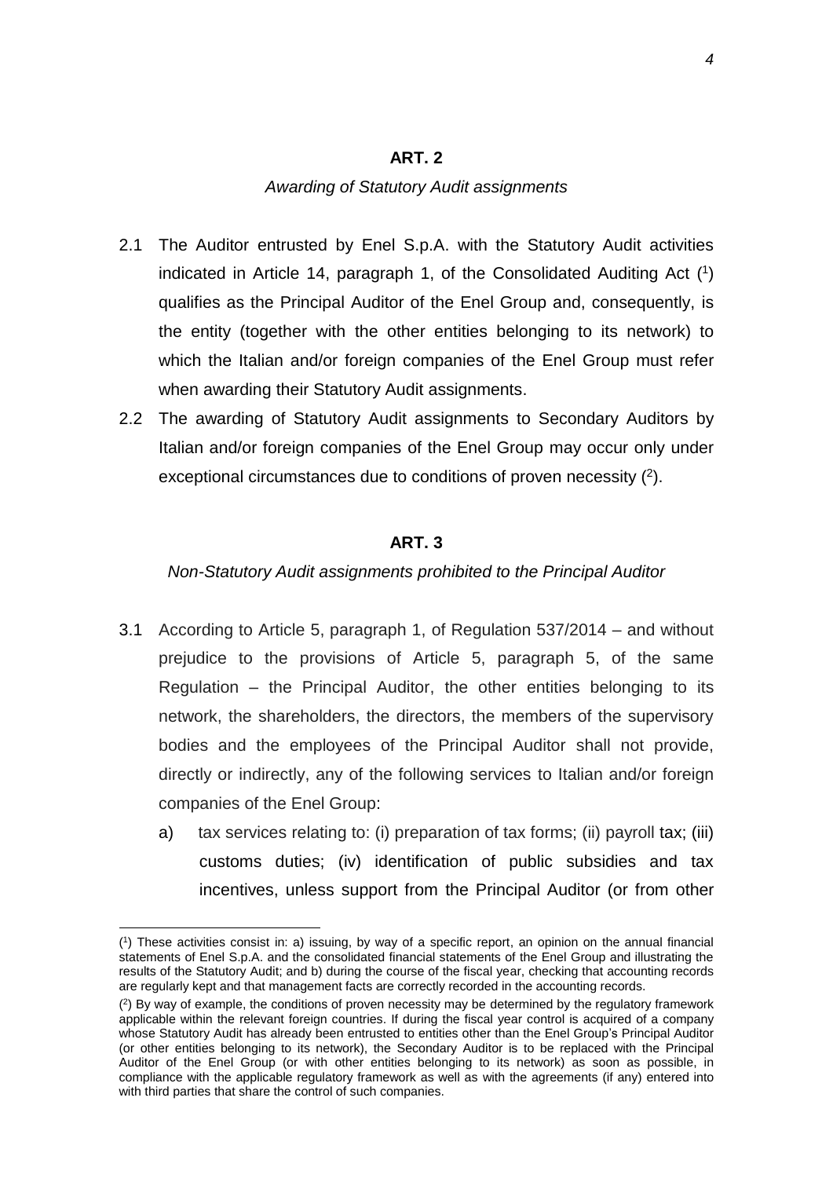**ART. 2**

*Awarding of Statutory Audit assignments*

2.1 The Auditor entrusted by Enel S.p.A. with the Statutory Audit activities indicated in Article 14, paragraph 1, of the Consolidated Auditing Act ([1]) qualifies as the Principal Auditor of the Enel Group and, consequently, is the entity (together with the other entities belonging to its network) to which the Italian and/or foreign companies of the Enel Group must refer when awarding their Statutory Audit assignments.

2.2 The awarding of Statutory Audit assignments to Secondary Auditors by Italian and/or foreign companies of the Enel Group may occur only under exceptional circumstances due to conditions of proven necessity ([2]).

**ART. 3**

*Non-Statutory Audit assignments prohibited to the Principal Auditor*

3.1 According to Article 5, paragraph 1, of Regulation 537/2014 – and without prejudice to the provisions of Article 5, paragraph 5, of the same Regulation – the Principal Auditor, the other entities belonging to its network, the shareholders, the directors, the members of the supervisory bodies and the employees of the Principal Auditor shall not provide, directly or indirectly, any of the following services to Italian and/or foreign companies of the Enel Group:

a) tax services relating to: (i) preparation of tax forms; (ii) payroll tax; (iii) customs duties; (iv) identification of public subsidies and tax incentives, unless support from the Principal Auditor (or from other

---

([1]) These activities consist in: a) issuing, by way of a specific report, an opinion on the annual financial statements of Enel S.p.A. and the consolidated financial statements of the Enel Group and illustrating the results of the Statutory Audit; and b) during the course of the fiscal year, checking that accounting records are regularly kept and that management facts are correctly recorded in the accounting records.

([2]) By way of example, the conditions of proven necessity may be determined by the regulatory framework applicable within the relevant foreign countries. If during the fiscal year control is acquired of a company whose Statutory Audit has already been entrusted to entities other than the Enel Group's Principal Auditor (or other entities belonging to its network), the Secondary Auditor is to be replaced with the Principal Auditor of the Enel Group (or with other entities belonging to its network) as soon as possible, in compliance with the applicable regulatory framework as well as with the agreements (if any) entered into with third parties that share the control of such companies.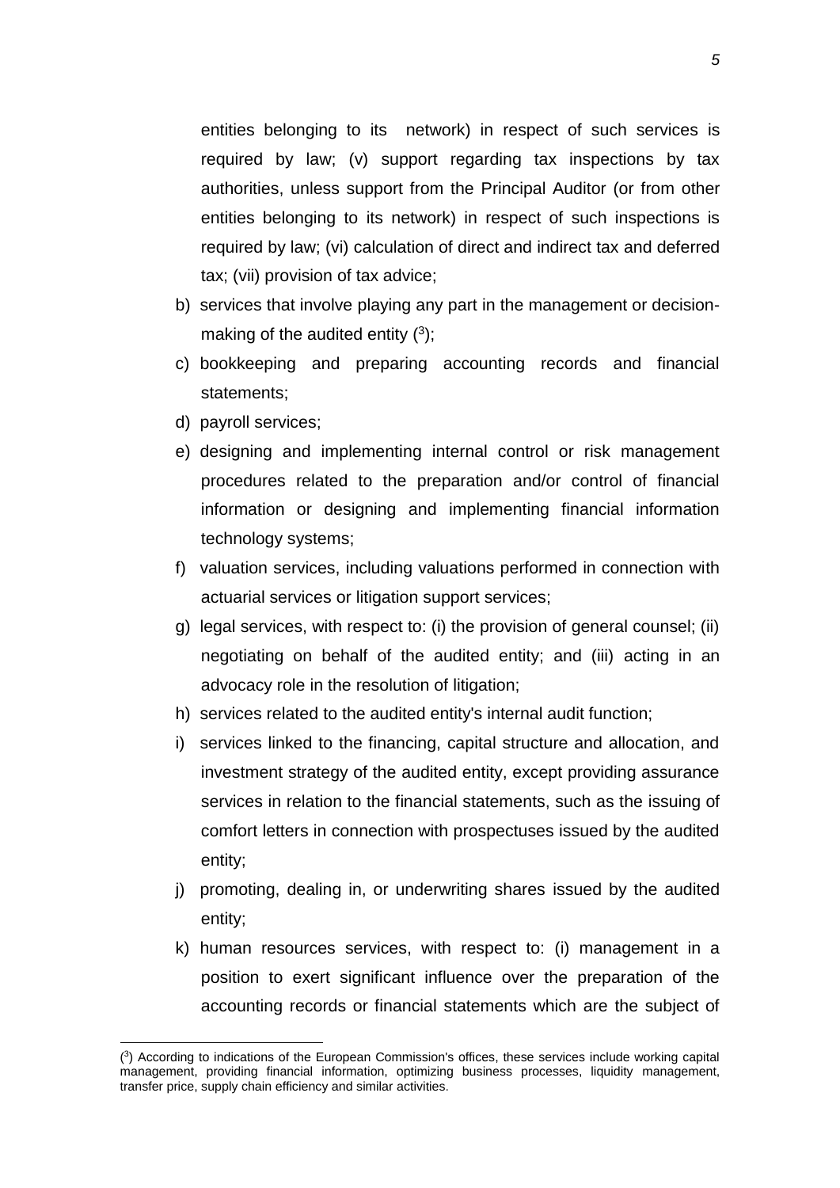entities belonging to its network) in respect of such services is required by law; (v) support regarding tax inspections by tax authorities, unless support from the Principal Auditor (or from other entities belonging to its network) in respect of such inspections is required by law; (vi) calculation of direct and indirect tax and deferred tax; (vii) provision of tax advice;

b) services that involve playing any part in the management or decision-making of the audited entity ([3]);

c) bookkeeping and preparing accounting records and financial statements;

d) payroll services;

e) designing and implementing internal control or risk management procedures related to the preparation and/or control of financial information or designing and implementing financial information technology systems;

f) valuation services, including valuations performed in connection with actuarial services or litigation support services;

g) legal services, with respect to: (i) the provision of general counsel; (ii) negotiating on behalf of the audited entity; and (iii) acting in an advocacy role in the resolution of litigation;

h) services related to the audited entity's internal audit function;

i) services linked to the financing, capital structure and allocation, and investment strategy of the audited entity, except providing assurance services in relation to the financial statements, such as the issuing of comfort letters in connection with prospectuses issued by the audited entity;

j) promoting, dealing in, or underwriting shares issued by the audited entity;

k) human resources services, with respect to: (i) management in a position to exert significant influence over the preparation of the accounting records or financial statements which are the subject of

---

([3]) According to indications of the European Commission's offices, these services include working capital management, providing financial information, optimizing business processes, liquidity management, transfer price, supply chain efficiency and similar activities.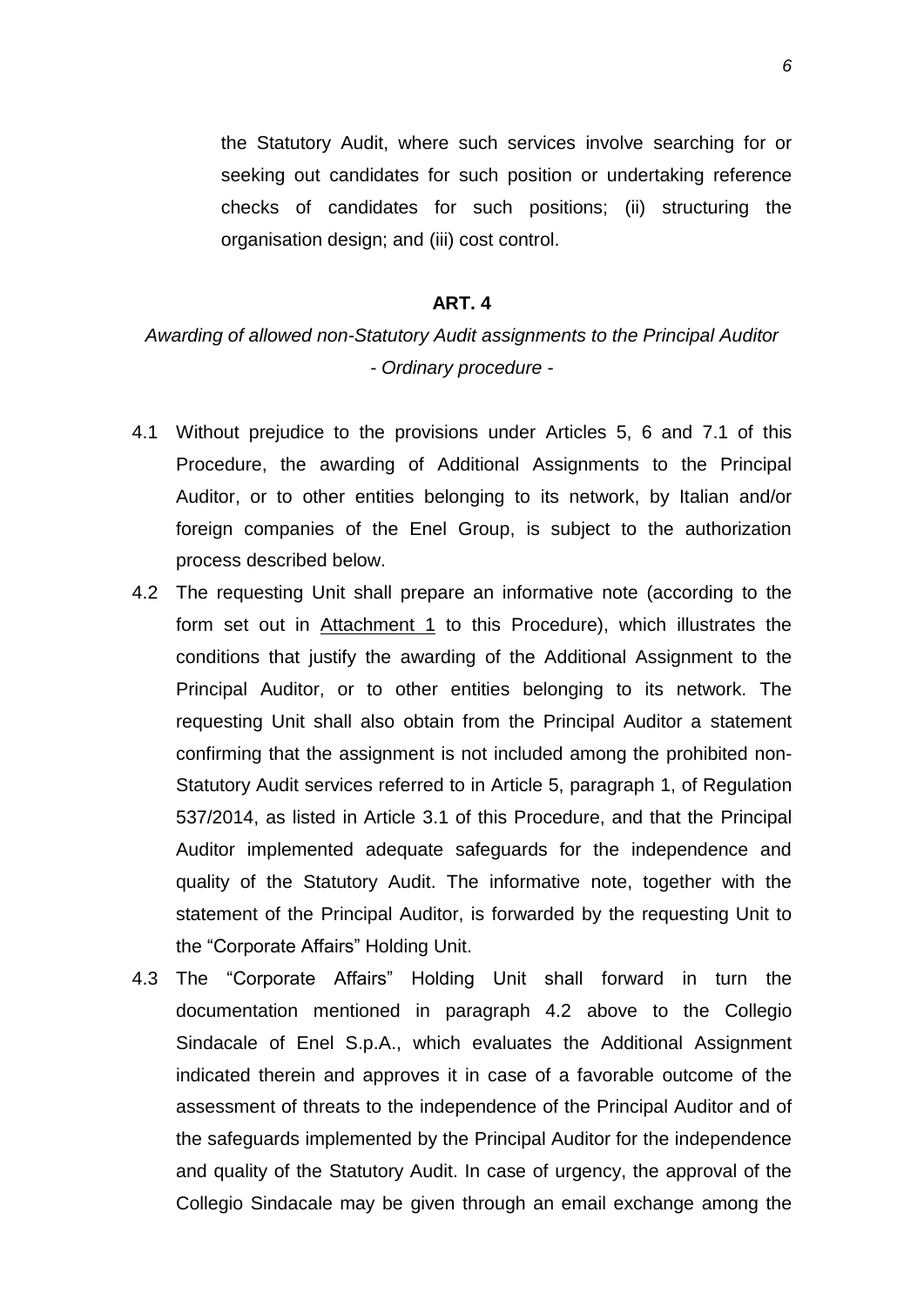the Statutory Audit, where such services involve searching for or seeking out candidates for such position or undertaking reference checks of candidates for such positions; (ii) structuring the organisation design; and (iii) cost control.

## ART. 4

*Awarding of allowed non-Statutory Audit assignments to the Principal Auditor*
*- Ordinary procedure -*

4.1 Without prejudice to the provisions under Articles 5, 6 and 7.1 of this Procedure, the awarding of Additional Assignments to the Principal Auditor, or to other entities belonging to its network, by Italian and/or foreign companies of the Enel Group, is subject to the authorization process described below.

4.2 The requesting Unit shall prepare an informative note (according to the form set out in Attachment 1 to this Procedure), which illustrates the conditions that justify the awarding of the Additional Assignment to the Principal Auditor, or to other entities belonging to its network. The requesting Unit shall also obtain from the Principal Auditor a statement confirming that the assignment is not included among the prohibited non-Statutory Audit services referred to in Article 5, paragraph 1, of Regulation 537/2014, as listed in Article 3.1 of this Procedure, and that the Principal Auditor implemented adequate safeguards for the independence and quality of the Statutory Audit. The informative note, together with the statement of the Principal Auditor, is forwarded by the requesting Unit to the "Corporate Affairs" Holding Unit.

4.3 The "Corporate Affairs" Holding Unit shall forward in turn the documentation mentioned in paragraph 4.2 above to the Collegio Sindacale of Enel S.p.A., which evaluates the Additional Assignment indicated therein and approves it in case of a favorable outcome of the assessment of threats to the independence of the Principal Auditor and of the safeguards implemented by the Principal Auditor for the independence and quality of the Statutory Audit. In case of urgency, the approval of the Collegio Sindacale may be given through an email exchange among the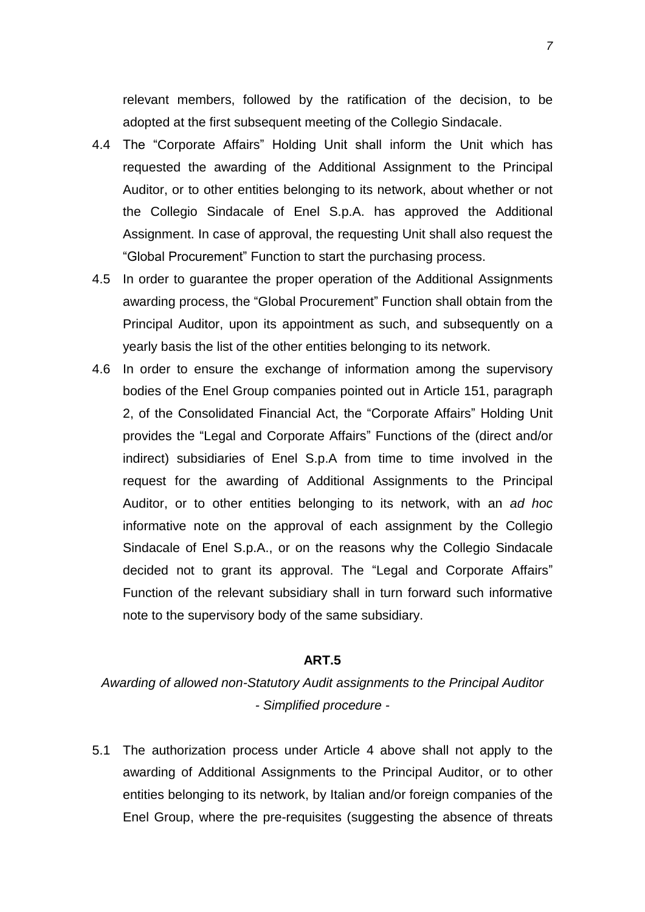relevant members, followed by the ratification of the decision, to be adopted at the first subsequent meeting of the Collegio Sindacale.

4.4 The “Corporate Affairs” Holding Unit shall inform the Unit which has requested the awarding of the Additional Assignment to the Principal Auditor, or to other entities belonging to its network, about whether or not the Collegio Sindacale of Enel S.p.A. has approved the Additional Assignment. In case of approval, the requesting Unit shall also request the “Global Procurement” Function to start the purchasing process.

4.5 In order to guarantee the proper operation of the Additional Assignments awarding process, the “Global Procurement” Function shall obtain from the Principal Auditor, upon its appointment as such, and subsequently on a yearly basis the list of the other entities belonging to its network.

4.6 In order to ensure the exchange of information among the supervisory bodies of the Enel Group companies pointed out in Article 151, paragraph 2, of the Consolidated Financial Act, the “Corporate Affairs” Holding Unit provides the “Legal and Corporate Affairs” Functions of the (direct and/or indirect) subsidiaries of Enel S.p.A from time to time involved in the request for the awarding of Additional Assignments to the Principal Auditor, or to other entities belonging to its network, with an *ad hoc* informative note on the approval of each assignment by the Collegio Sindacale of Enel S.p.A., or on the reasons why the Collegio Sindacale decided not to grant its approval. The “Legal and Corporate Affairs” Function of the relevant subsidiary shall in turn forward such informative note to the supervisory body of the same subsidiary.

## ART.5

*Awarding of allowed non-Statutory Audit assignments to the Principal Auditor - Simplified procedure -*

5.1 The authorization process under Article 4 above shall not apply to the awarding of Additional Assignments to the Principal Auditor, or to other entities belonging to its network, by Italian and/or foreign companies of the Enel Group, where the pre-requisites (suggesting the absence of threats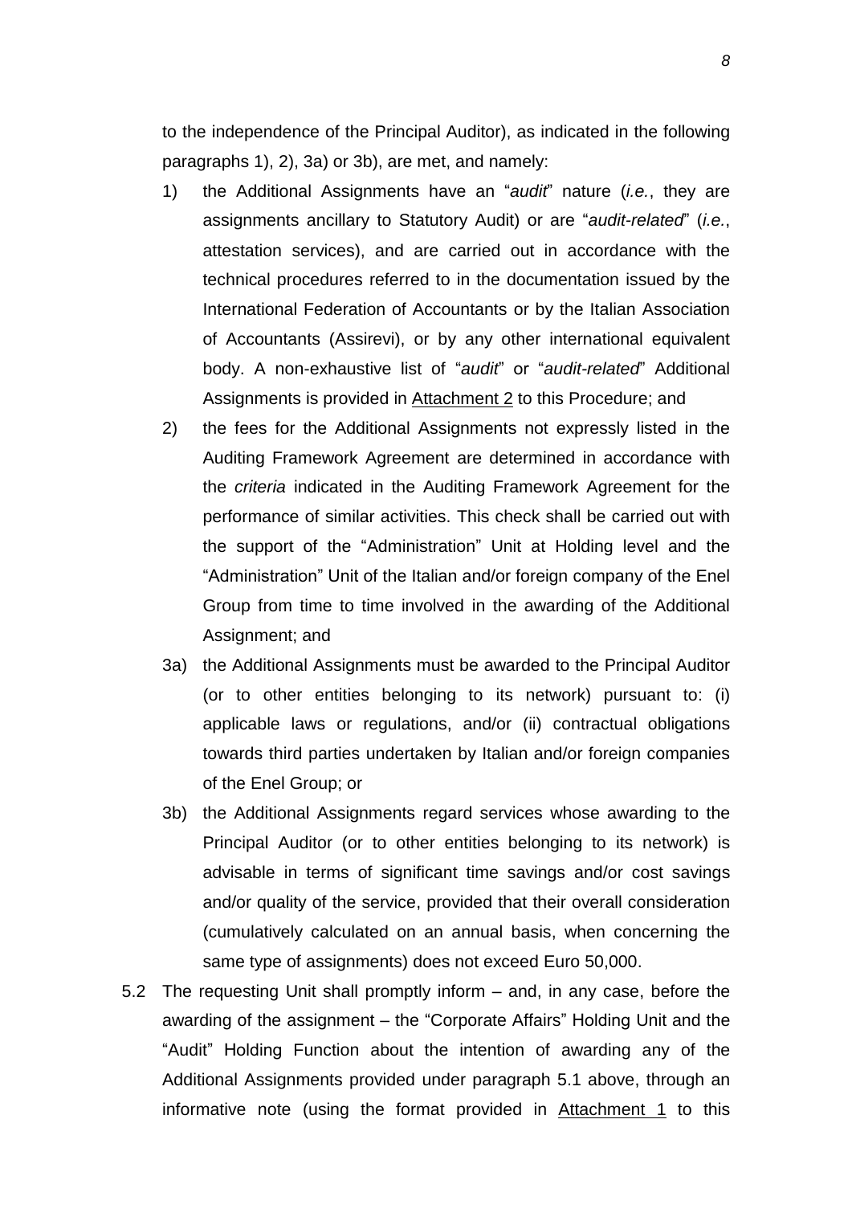to the independence of the Principal Auditor), as indicated in the following paragraphs 1), 2), 3a) or 3b), are met, and namely:

1) the Additional Assignments have an "*audit*" nature (*i.e.*, they are assignments ancillary to Statutory Audit) or are "*audit-related*" (*i.e.*, attestation services), and are carried out in accordance with the technical procedures referred to in the documentation issued by the International Federation of Accountants or by the Italian Association of Accountants (Assirevi), or by any other international equivalent body. A non-exhaustive list of "*audit*" or "*audit-related*" Additional Assignments is provided in Attachment 2 to this Procedure; and

2) the fees for the Additional Assignments not expressly listed in the Auditing Framework Agreement are determined in accordance with the *criteria* indicated in the Auditing Framework Agreement for the performance of similar activities. This check shall be carried out with the support of the "Administration" Unit at Holding level and the "Administration" Unit of the Italian and/or foreign company of the Enel Group from time to time involved in the awarding of the Additional Assignment; and

3a) the Additional Assignments must be awarded to the Principal Auditor (or to other entities belonging to its network) pursuant to: (i) applicable laws or regulations, and/or (ii) contractual obligations towards third parties undertaken by Italian and/or foreign companies of the Enel Group; or

3b) the Additional Assignments regard services whose awarding to the Principal Auditor (or to other entities belonging to its network) is advisable in terms of significant time savings and/or cost savings and/or quality of the service, provided that their overall consideration (cumulatively calculated on an annual basis, when concerning the same type of assignments) does not exceed Euro 50,000.

5.2 The requesting Unit shall promptly inform – and, in any case, before the awarding of the assignment – the "Corporate Affairs" Holding Unit and the "Audit" Holding Function about the intention of awarding any of the Additional Assignments provided under paragraph 5.1 above, through an informative note (using the format provided in Attachment 1 to this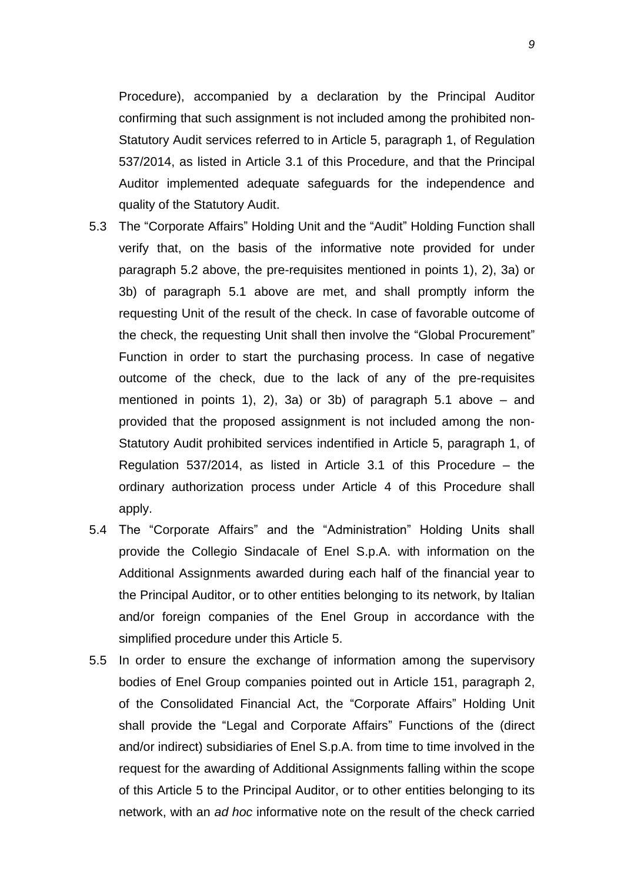Procedure), accompanied by a declaration by the Principal Auditor confirming that such assignment is not included among the prohibited non-Statutory Audit services referred to in Article 5, paragraph 1, of Regulation 537/2014, as listed in Article 3.1 of this Procedure, and that the Principal Auditor implemented adequate safeguards for the independence and quality of the Statutory Audit.

5.3 The “Corporate Affairs” Holding Unit and the “Audit” Holding Function shall verify that, on the basis of the informative note provided for under paragraph 5.2 above, the pre-requisites mentioned in points 1), 2), 3a) or 3b) of paragraph 5.1 above are met, and shall promptly inform the requesting Unit of the result of the check. In case of favorable outcome of the check, the requesting Unit shall then involve the “Global Procurement” Function in order to start the purchasing process. In case of negative outcome of the check, due to the lack of any of the pre-requisites mentioned in points 1), 2), 3a) or 3b) of paragraph 5.1 above – and provided that the proposed assignment is not included among the non-Statutory Audit prohibited services indentified in Article 5, paragraph 1, of Regulation 537/2014, as listed in Article 3.1 of this Procedure – the ordinary authorization process under Article 4 of this Procedure shall apply.

5.4 The “Corporate Affairs” and the “Administration” Holding Units shall provide the Collegio Sindacale of Enel S.p.A. with information on the Additional Assignments awarded during each half of the financial year to the Principal Auditor, or to other entities belonging to its network, by Italian and/or foreign companies of the Enel Group in accordance with the simplified procedure under this Article 5.

5.5 In order to ensure the exchange of information among the supervisory bodies of Enel Group companies pointed out in Article 151, paragraph 2, of the Consolidated Financial Act, the “Corporate Affairs” Holding Unit shall provide the “Legal and Corporate Affairs” Functions of the (direct and/or indirect) subsidiaries of Enel S.p.A. from time to time involved in the request for the awarding of Additional Assignments falling within the scope of this Article 5 to the Principal Auditor, or to other entities belonging to its network, with an *ad hoc* informative note on the result of the check carried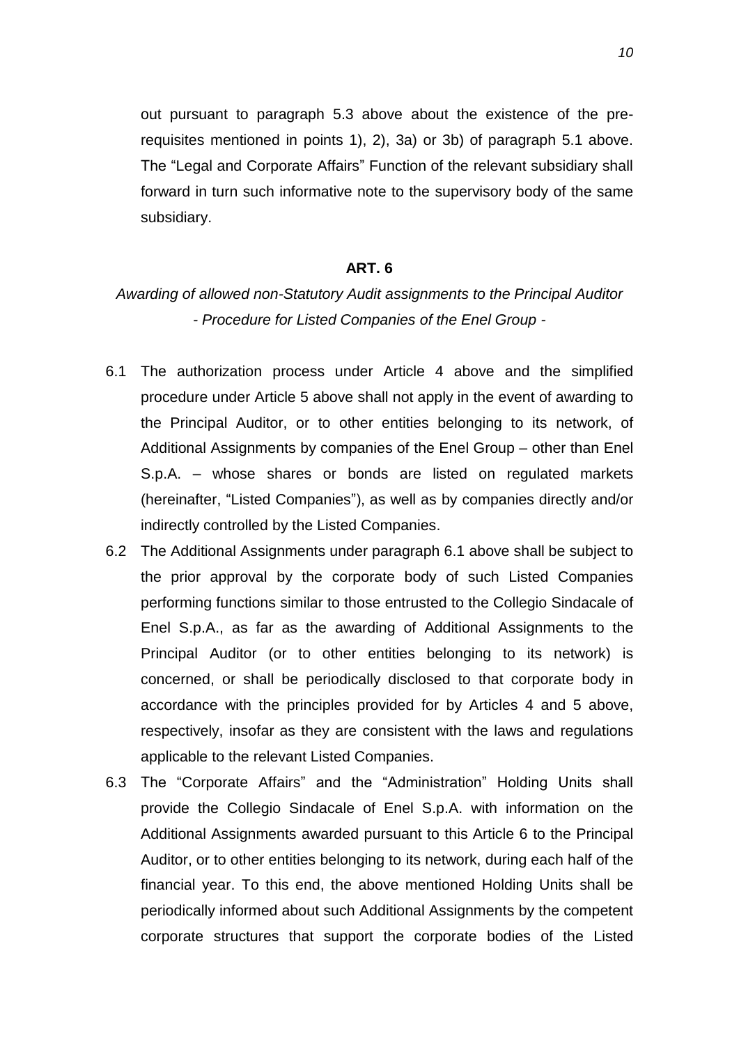out pursuant to paragraph 5.3 above about the existence of the pre-requisites mentioned in points 1), 2), 3a) or 3b) of paragraph 5.1 above. The "Legal and Corporate Affairs" Function of the relevant subsidiary shall forward in turn such informative note to the supervisory body of the same subsidiary.

## ART. 6

*Awarding of allowed non-Statutory Audit assignments to the Principal Auditor - Procedure for Listed Companies of the Enel Group -*

6.1 The authorization process under Article 4 above and the simplified procedure under Article 5 above shall not apply in the event of awarding to the Principal Auditor, or to other entities belonging to its network, of Additional Assignments by companies of the Enel Group – other than Enel S.p.A. – whose shares or bonds are listed on regulated markets (hereinafter, "Listed Companies"), as well as by companies directly and/or indirectly controlled by the Listed Companies.

6.2 The Additional Assignments under paragraph 6.1 above shall be subject to the prior approval by the corporate body of such Listed Companies performing functions similar to those entrusted to the Collegio Sindacale of Enel S.p.A., as far as the awarding of Additional Assignments to the Principal Auditor (or to other entities belonging to its network) is concerned, or shall be periodically disclosed to that corporate body in accordance with the principles provided for by Articles 4 and 5 above, respectively, insofar as they are consistent with the laws and regulations applicable to the relevant Listed Companies.

6.3 The "Corporate Affairs" and the "Administration" Holding Units shall provide the Collegio Sindacale of Enel S.p.A. with information on the Additional Assignments awarded pursuant to this Article 6 to the Principal Auditor, or to other entities belonging to its network, during each half of the financial year. To this end, the above mentioned Holding Units shall be periodically informed about such Additional Assignments by the competent corporate structures that support the corporate bodies of the Listed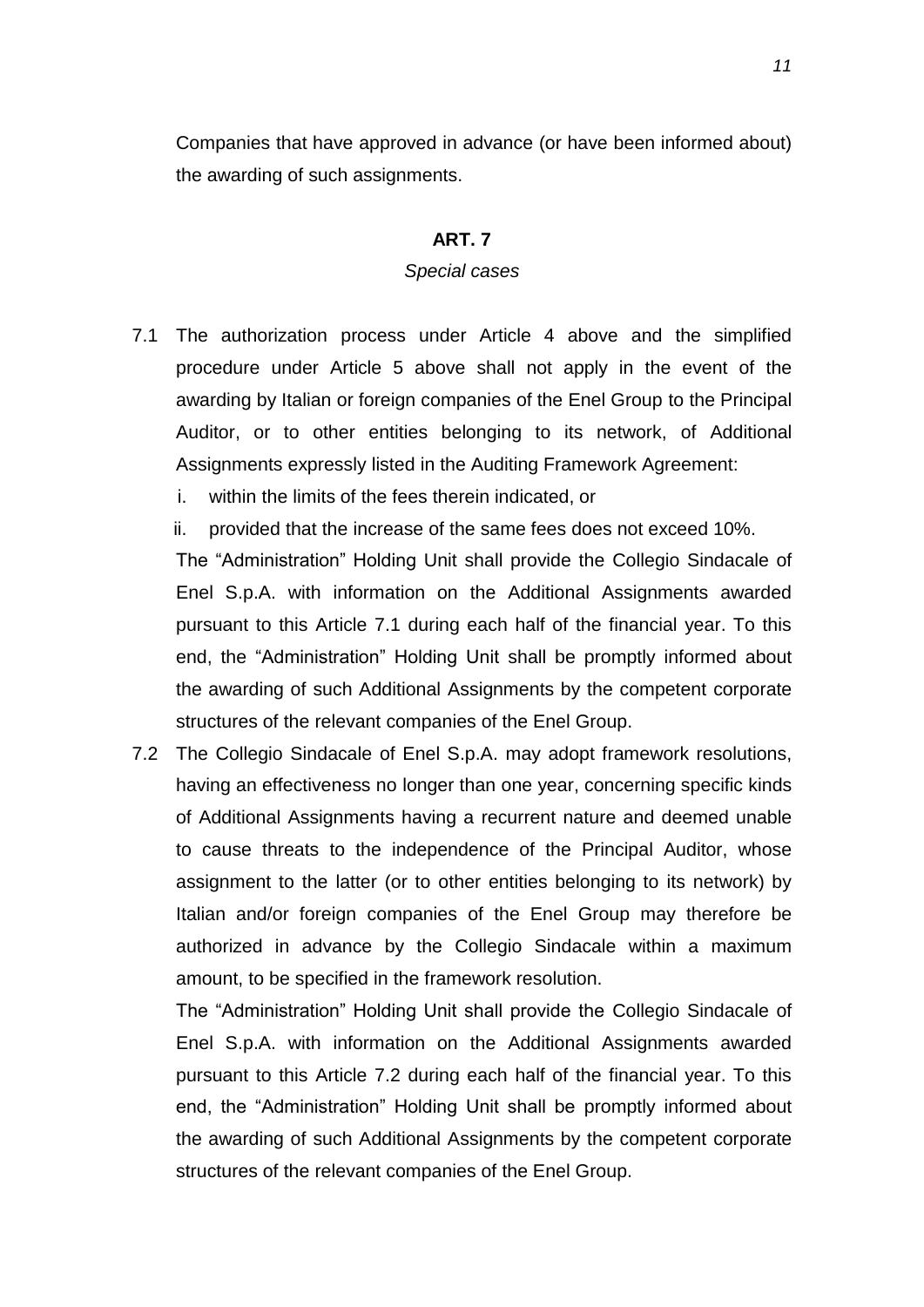Companies that have approved in advance (or have been informed about) the awarding of such assignments.

## ART. 7

*Special cases*

7.1 The authorization process under Article 4 above and the simplified procedure under Article 5 above shall not apply in the event of the awarding by Italian or foreign companies of the Enel Group to the Principal Auditor, or to other entities belonging to its network, of Additional Assignments expressly listed in the Auditing Framework Agreement:

   i. within the limits of the fees therein indicated, or

   ii. provided that the increase of the same fees does not exceed 10%.

   The "Administration" Holding Unit shall provide the Collegio Sindacale of Enel S.p.A. with information on the Additional Assignments awarded pursuant to this Article 7.1 during each half of the financial year. To this end, the "Administration" Holding Unit shall be promptly informed about the awarding of such Additional Assignments by the competent corporate structures of the relevant companies of the Enel Group.

7.2 The Collegio Sindacale of Enel S.p.A. may adopt framework resolutions, having an effectiveness no longer than one year, concerning specific kinds of Additional Assignments having a recurrent nature and deemed unable to cause threats to the independence of the Principal Auditor, whose assignment to the latter (or to other entities belonging to its network) by Italian and/or foreign companies of the Enel Group may therefore be authorized in advance by the Collegio Sindacale within a maximum amount, to be specified in the framework resolution.

   The "Administration" Holding Unit shall provide the Collegio Sindacale of Enel S.p.A. with information on the Additional Assignments awarded pursuant to this Article 7.2 during each half of the financial year. To this end, the "Administration" Holding Unit shall be promptly informed about the awarding of such Additional Assignments by the competent corporate structures of the relevant companies of the Enel Group.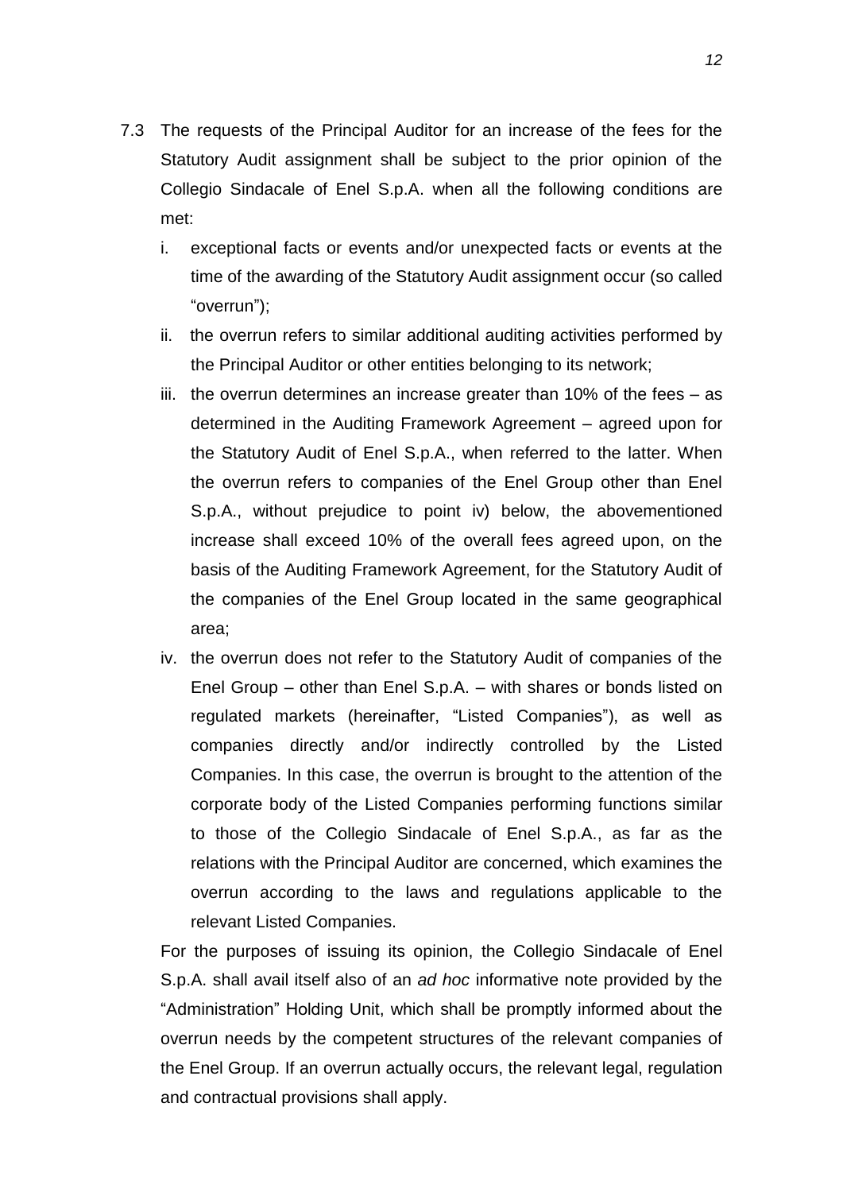7.3 The requests of the Principal Auditor for an increase of the fees for the Statutory Audit assignment shall be subject to the prior opinion of the Collegio Sindacale of Enel S.p.A. when all the following conditions are met:

   i. exceptional facts or events and/or unexpected facts or events at the time of the awarding of the Statutory Audit assignment occur (so called "overrun");

   ii. the overrun refers to similar additional auditing activities performed by the Principal Auditor or other entities belonging to its network;

   iii. the overrun determines an increase greater than 10% of the fees – as determined in the Auditing Framework Agreement – agreed upon for the Statutory Audit of Enel S.p.A., when referred to the latter. When the overrun refers to companies of the Enel Group other than Enel S.p.A., without prejudice to point iv) below, the abovementioned increase shall exceed 10% of the overall fees agreed upon, on the basis of the Auditing Framework Agreement, for the Statutory Audit of the companies of the Enel Group located in the same geographical area;

   iv. the overrun does not refer to the Statutory Audit of companies of the Enel Group – other than Enel S.p.A. – with shares or bonds listed on regulated markets (hereinafter, "Listed Companies"), as well as companies directly and/or indirectly controlled by the Listed Companies. In this case, the overrun is brought to the attention of the corporate body of the Listed Companies performing functions similar to those of the Collegio Sindacale of Enel S.p.A., as far as the relations with the Principal Auditor are concerned, which examines the overrun according to the laws and regulations applicable to the relevant Listed Companies.

   For the purposes of issuing its opinion, the Collegio Sindacale of Enel S.p.A. shall avail itself also of an *ad hoc* informative note provided by the "Administration" Holding Unit, which shall be promptly informed about the overrun needs by the competent structures of the relevant companies of the Enel Group. If an overrun actually occurs, the relevant legal, regulation and contractual provisions shall apply.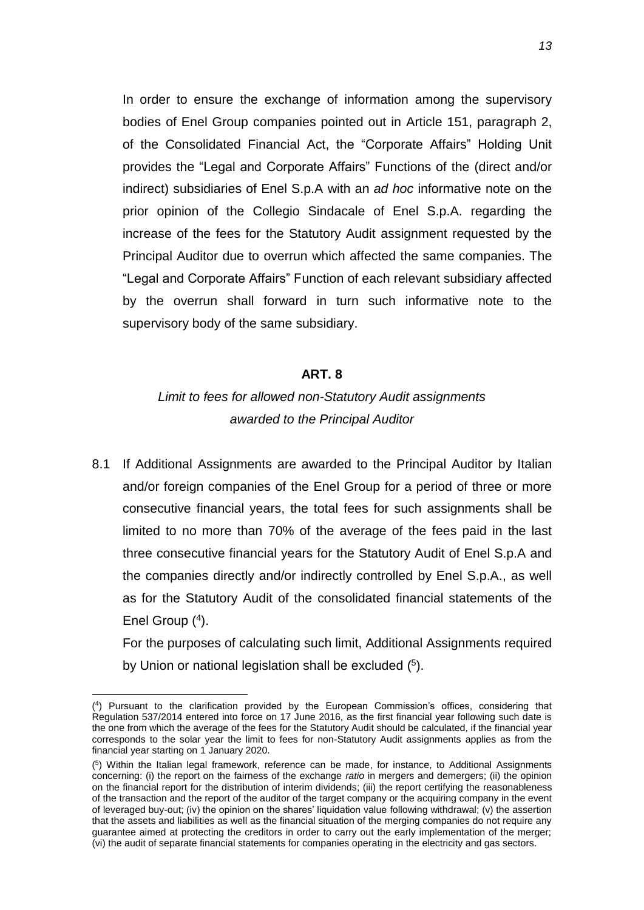In order to ensure the exchange of information among the supervisory bodies of Enel Group companies pointed out in Article 151, paragraph 2, of the Consolidated Financial Act, the "Corporate Affairs" Holding Unit provides the "Legal and Corporate Affairs" Functions of the (direct and/or indirect) subsidiaries of Enel S.p.A with an *ad hoc* informative note on the prior opinion of the Collegio Sindacale of Enel S.p.A. regarding the increase of the fees for the Statutory Audit assignment requested by the Principal Auditor due to overrun which affected the same companies. The "Legal and Corporate Affairs" Function of each relevant subsidiary affected by the overrun shall forward in turn such informative note to the supervisory body of the same subsidiary.

**ART. 8**

*Limit to fees for allowed non-Statutory Audit assignments awarded to the Principal Auditor*

8.1 If Additional Assignments are awarded to the Principal Auditor by Italian and/or foreign companies of the Enel Group for a period of three or more consecutive financial years, the total fees for such assignments shall be limited to no more than 70% of the average of the fees paid in the last three consecutive financial years for the Statutory Audit of Enel S.p.A and the companies directly and/or indirectly controlled by Enel S.p.A., as well as for the Statutory Audit of the consolidated financial statements of the Enel Group ([4]).

For the purposes of calculating such limit, Additional Assignments required by Union or national legislation shall be excluded ([5]).

---

([4]) Pursuant to the clarification provided by the European Commission's offices, considering that Regulation 537/2014 entered into force on 17 June 2016, as the first financial year following such date is the one from which the average of the fees for the Statutory Audit should be calculated, if the financial year corresponds to the solar year the limit to fees for non-Statutory Audit assignments applies as from the financial year starting on 1 January 2020.

([5]) Within the Italian legal framework, reference can be made, for instance, to Additional Assignments concerning: (i) the report on the fairness of the exchange *ratio* in mergers and demergers; (ii) the opinion on the financial report for the distribution of interim dividends; (iii) the report certifying the reasonableness of the transaction and the report of the auditor of the target company or the acquiring company in the event of leveraged buy-out; (iv) the opinion on the shares' liquidation value following withdrawal; (v) the assertion that the assets and liabilities as well as the financial situation of the merging companies do not require any guarantee aimed at protecting the creditors in order to carry out the early implementation of the merger; (vi) the audit of separate financial statements for companies operating in the electricity and gas sectors.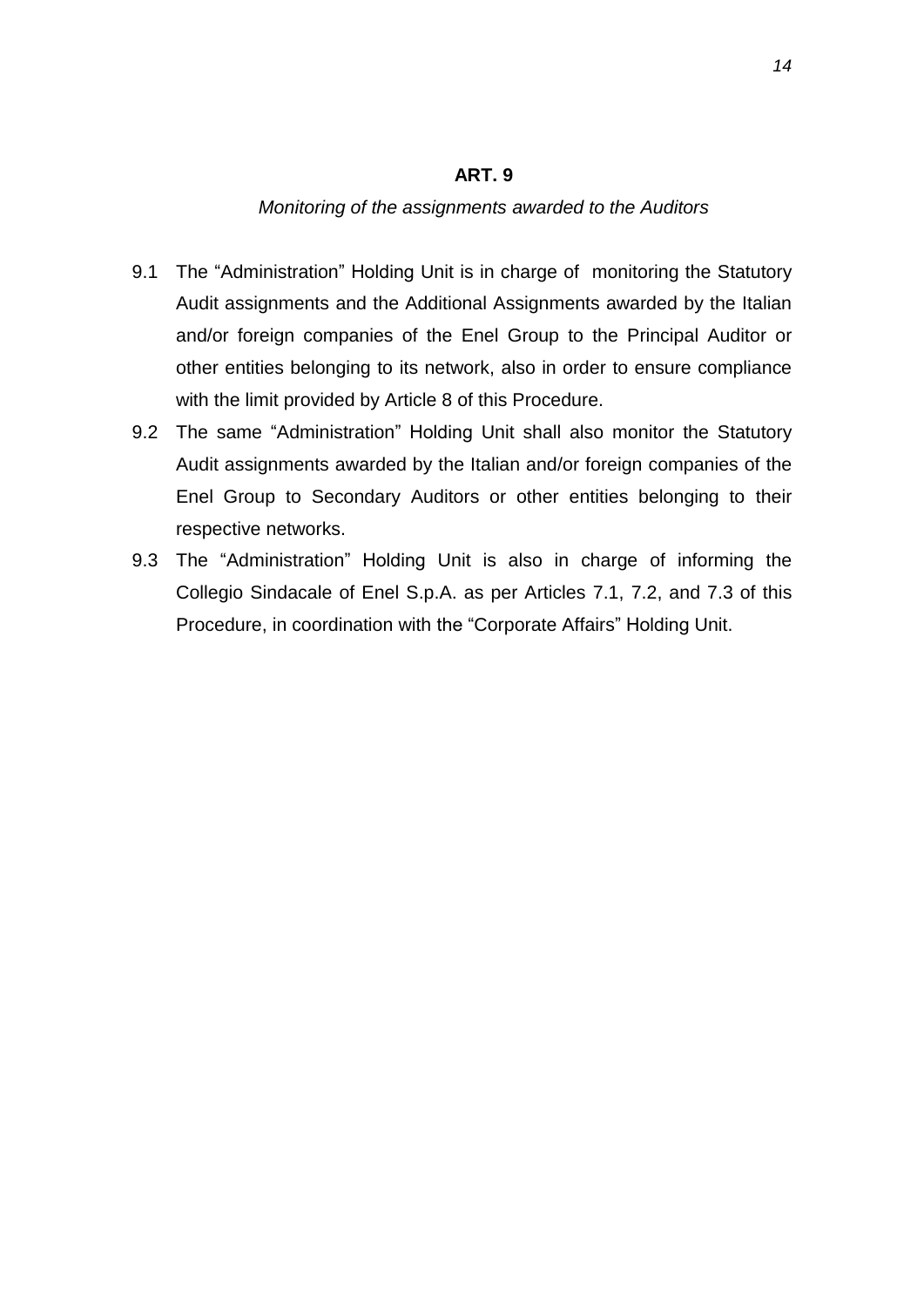## ART. 9

*Monitoring of the assignments awarded to the Auditors*

9.1 The “Administration” Holding Unit is in charge of monitoring the Statutory Audit assignments and the Additional Assignments awarded by the Italian and/or foreign companies of the Enel Group to the Principal Auditor or other entities belonging to its network, also in order to ensure compliance with the limit provided by Article 8 of this Procedure.

9.2 The same “Administration” Holding Unit shall also monitor the Statutory Audit assignments awarded by the Italian and/or foreign companies of the Enel Group to Secondary Auditors or other entities belonging to their respective networks.

9.3 The “Administration” Holding Unit is also in charge of informing the Collegio Sindacale of Enel S.p.A. as per Articles 7.1, 7.2, and 7.3 of this Procedure, in coordination with the “Corporate Affairs” Holding Unit.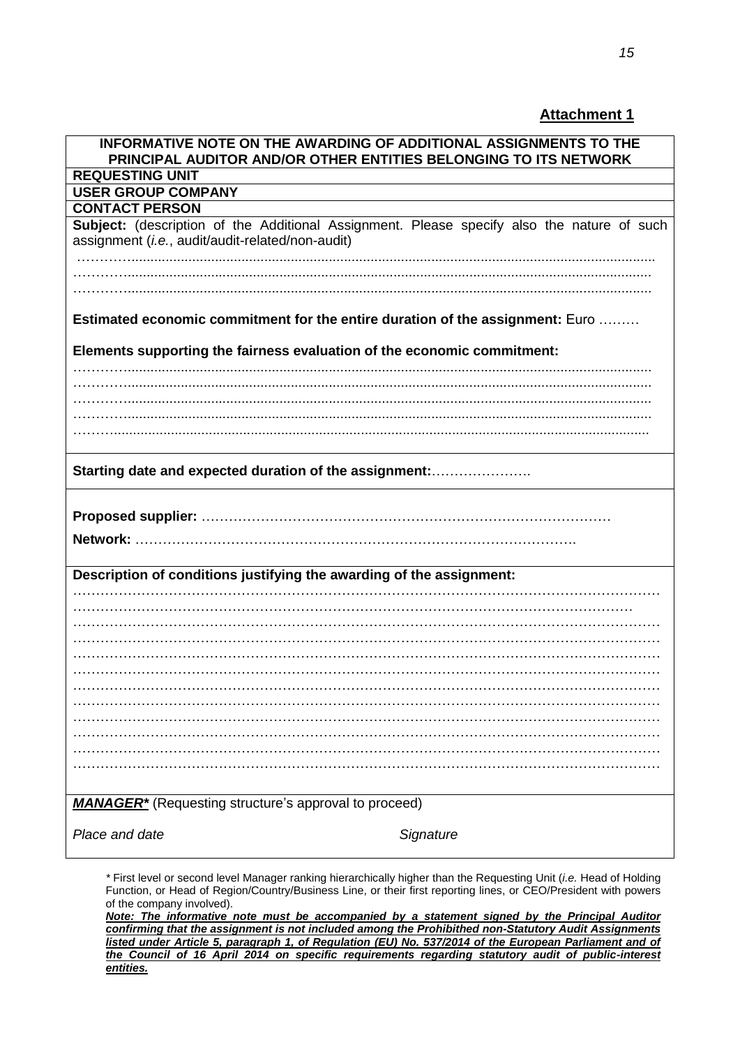**Attachment 1**

| **INFORMATIVE NOTE ON THE AWARDING OF ADDITIONAL ASSIGNMENTS TO THE PRINCIPAL AUDITOR AND/OR OTHER ENTITIES BELONGING TO ITS NETWORK** |
| --- |
| **REQUESTING UNIT** |
| **USER GROUP COMPANY** |
| **CONTACT PERSON** |
| **Subject:** (description of the Additional Assignment. Please specify also the nature of such assignment (*i.e.*, audit/audit-related/non-audit)<br>……………………………………………………………………………<br>……………………………………………………………………………<br>……………………………………………………………………………<br><br>**Estimated economic commitment for the entire duration of the assignment:** Euro ………<br><br>**Elements supporting the fairness evaluation of the economic commitment:**<br>……………………………………………………………………………<br>……………………………………………………………………………<br>……………………………………………………………………………<br>……………………………………………………………………………<br>…………………………………………………………………………… |
| **Starting date and expected duration of the assignment:**…………………. |
| **Proposed supplier:** ……………………………………………………………………………<br><br>**Network:** ……………………………………………………………………………. |
| **Description of conditions justifying the awarding of the assignment:**<br>……………………………………………………………………………<br>……………………………………………………………………………<br>……………………………………………………………………………<br>……………………………………………………………………………<br>……………………………………………………………………………<br>……………………………………………………………………………<br>……………………………………………………………………………<br>……………………………………………………………………………<br>……………………………………………………………………………<br>……………………………………………………………………………<br>……………………………………………………………………………<br>…………………………………………………………………………… |
| ***MANAGER**** (Requesting structure's approval to proceed)<br><br>*Place and date* *Signature* |

\* First level or second level Manager ranking hierarchically higher than the Requesting Unit (*i.e.* Head of Holding Function, or Head of Region/Country/Business Line, or their first reporting lines, or CEO/President with powers of the company involved).

***Note: The informative note must be accompanied by a statement signed by the Principal Auditor confirming that the assignment is not included among the Prohibited non-Statutory Audit Assignments listed under Article 5, paragraph 1, of Regulation (EU) No. 537/2014 of the European Parliament and of the Council of 16 April 2014 on specific requirements regarding statutory audit of public-interest entities.***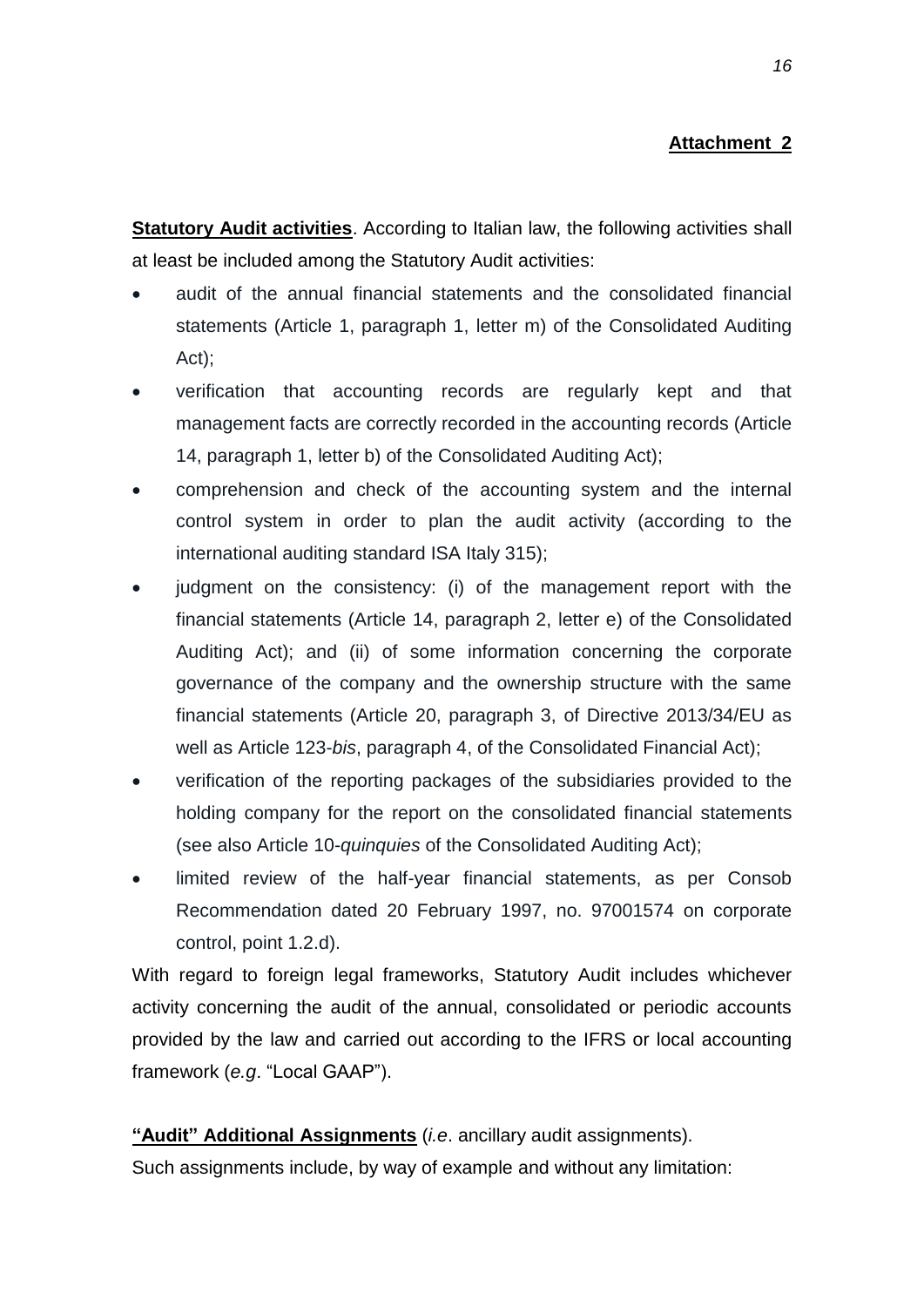**Attachment 2**

**Statutory Audit activities**. According to Italian law, the following activities shall at least be included among the Statutory Audit activities:

- audit of the annual financial statements and the consolidated financial statements (Article 1, paragraph 1, letter m) of the Consolidated Auditing Act);
- verification that accounting records are regularly kept and that management facts are correctly recorded in the accounting records (Article 14, paragraph 1, letter b) of the Consolidated Auditing Act);
- comprehension and check of the accounting system and the internal control system in order to plan the audit activity (according to the international auditing standard ISA Italy 315);
- judgment on the consistency: (i) of the management report with the financial statements (Article 14, paragraph 2, letter e) of the Consolidated Auditing Act); and (ii) of some information concerning the corporate governance of the company and the ownership structure with the same financial statements (Article 20, paragraph 3, of Directive 2013/34/EU as well as Article 123-*bis*, paragraph 4, of the Consolidated Financial Act);
- verification of the reporting packages of the subsidiaries provided to the holding company for the report on the consolidated financial statements (see also Article 10-*quinquies* of the Consolidated Auditing Act);
- limited review of the half-year financial statements, as per Consob Recommendation dated 20 February 1997, no. 97001574 on corporate control, point 1.2.d).

With regard to foreign legal frameworks, Statutory Audit includes whichever activity concerning the audit of the annual, consolidated or periodic accounts provided by the law and carried out according to the IFRS or local accounting framework (*e.g*. "Local GAAP").

**"Audit" Additional Assignments** (*i.e*. ancillary audit assignments).

Such assignments include, by way of example and without any limitation: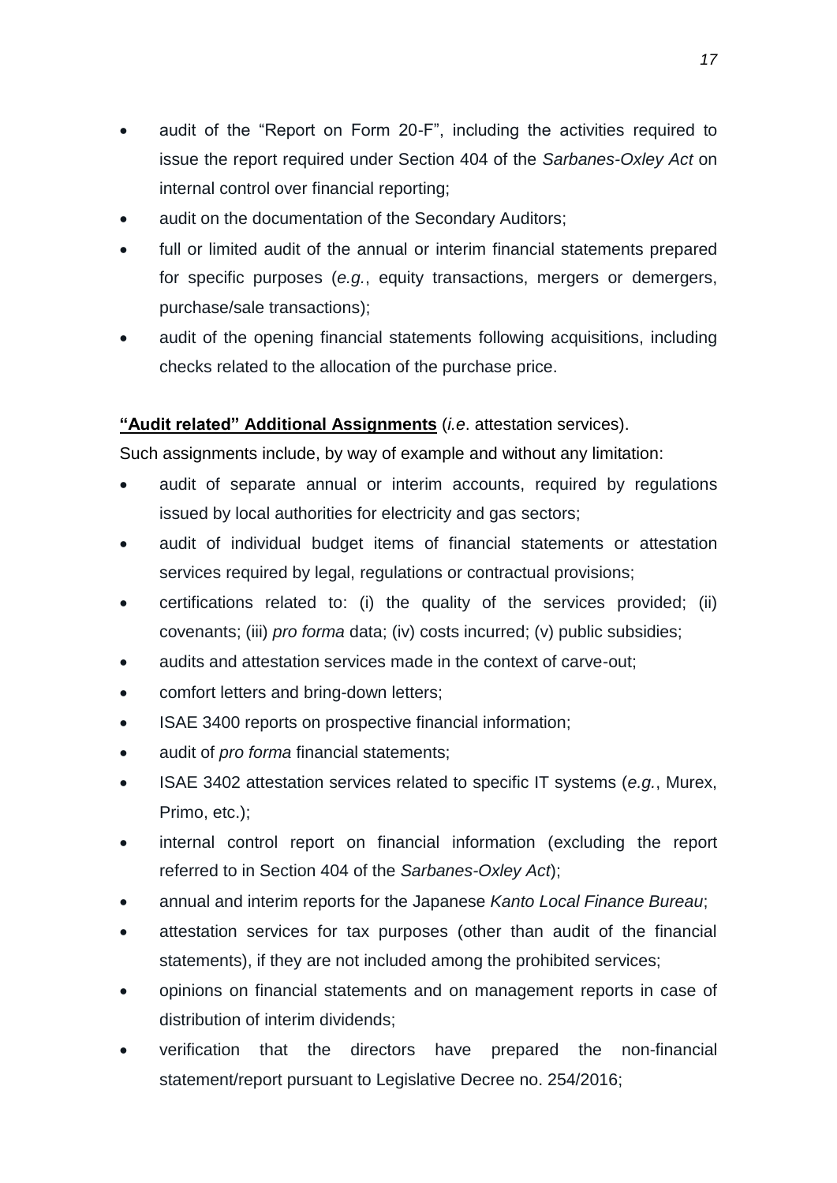- audit of the "Report on Form 20-F", including the activities required to issue the report required under Section 404 of the *Sarbanes-Oxley Act* on internal control over financial reporting;
- audit on the documentation of the Secondary Auditors;
- full or limited audit of the annual or interim financial statements prepared for specific purposes (*e.g.*, equity transactions, mergers or demergers, purchase/sale transactions);
- audit of the opening financial statements following acquisitions, including checks related to the allocation of the purchase price.

**<u>"Audit related" Additional Assignments</u>** (*i.e*. attestation services).

Such assignments include, by way of example and without any limitation:

- audit of separate annual or interim accounts, required by regulations issued by local authorities for electricity and gas sectors;
- audit of individual budget items of financial statements or attestation services required by legal, regulations or contractual provisions;
- certifications related to: (i) the quality of the services provided; (ii) covenants; (iii) *pro forma* data; (iv) costs incurred; (v) public subsidies;
- audits and attestation services made in the context of carve-out;
- comfort letters and bring-down letters;
- ISAE 3400 reports on prospective financial information;
- audit of *pro forma* financial statements;
- ISAE 3402 attestation services related to specific IT systems (*e.g.*, Murex, Primo, etc.);
- internal control report on financial information (excluding the report referred to in Section 404 of the *Sarbanes-Oxley Act*);
- annual and interim reports for the Japanese *Kanto Local Finance Bureau*;
- attestation services for tax purposes (other than audit of the financial statements), if they are not included among the prohibited services;
- opinions on financial statements and on management reports in case of distribution of interim dividends;
- verification that the directors have prepared the non-financial statement/report pursuant to Legislative Decree no. 254/2016;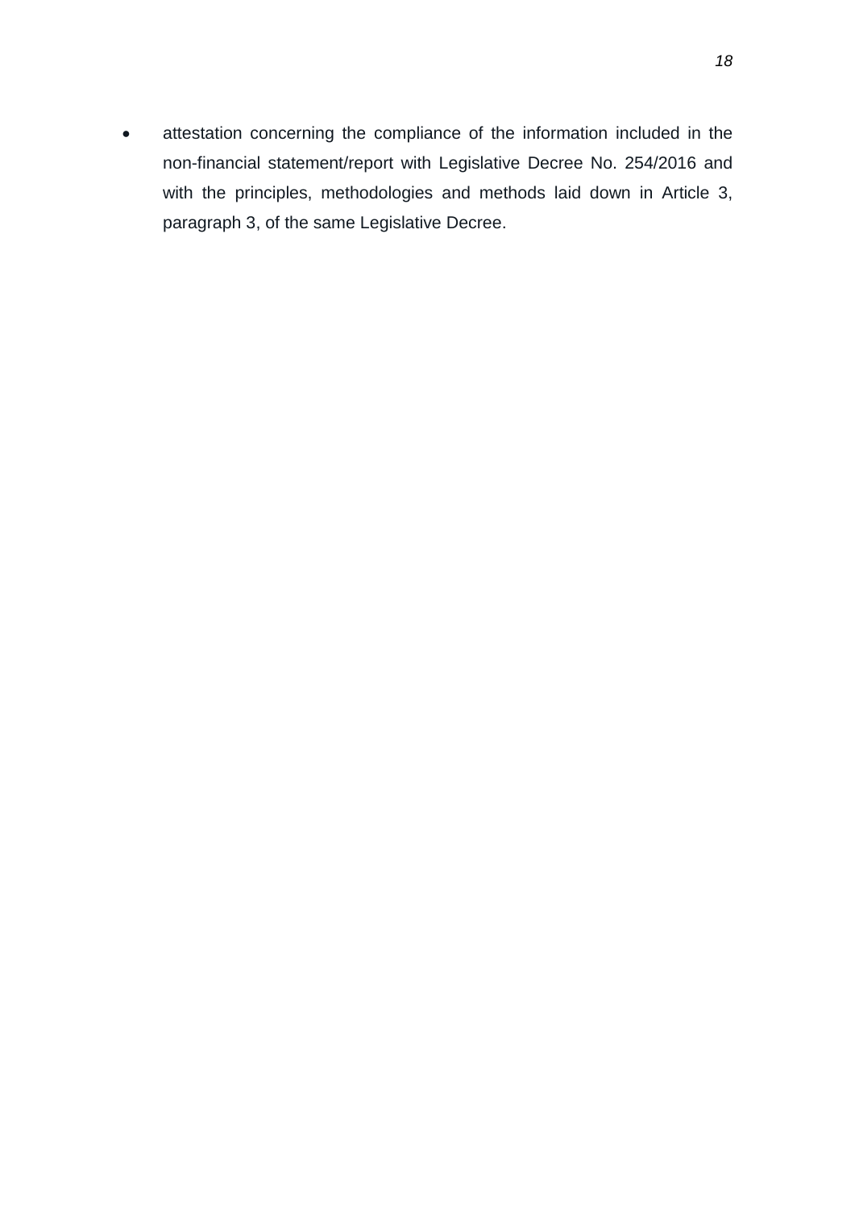- attestation concerning the compliance of the information included in the non-financial statement/report with Legislative Decree No. 254/2016 and with the principles, methodologies and methods laid down in Article 3, paragraph 3, of the same Legislative Decree.